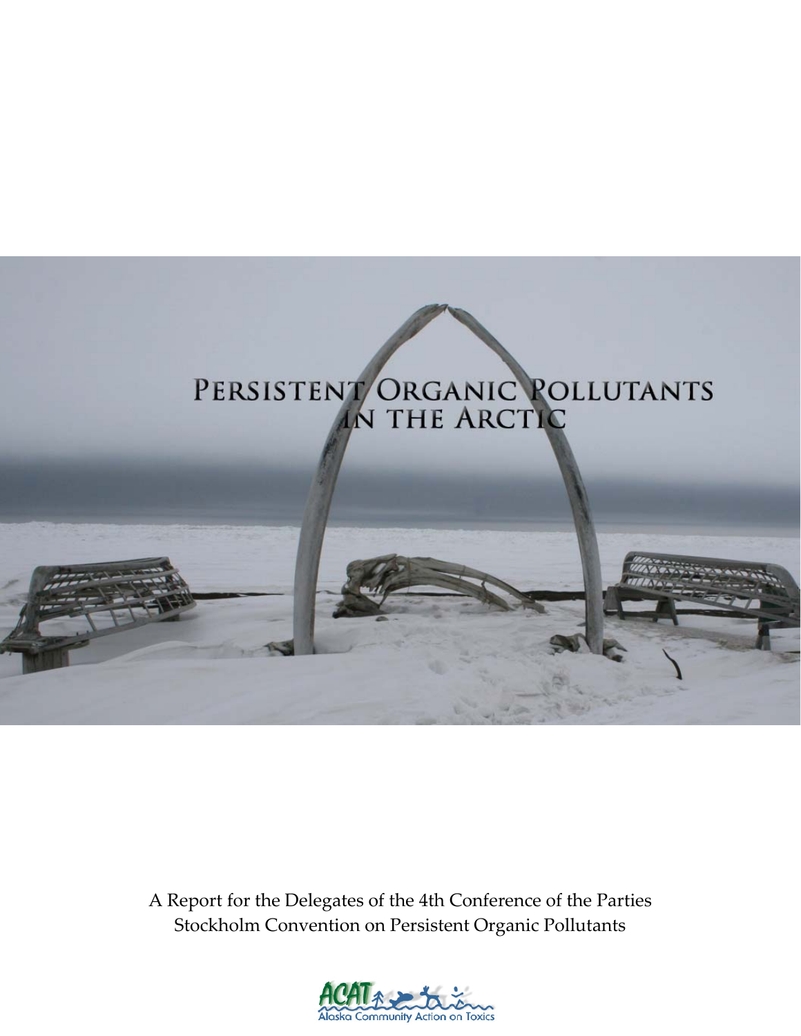# Persistent Organic Pollutants in the Arctic

A Report for the Delegates of the 4th Conference of the Parties
Stockholm Convention on Persistent Organic Pollutants

ACAT
Alaska Community Action on Toxics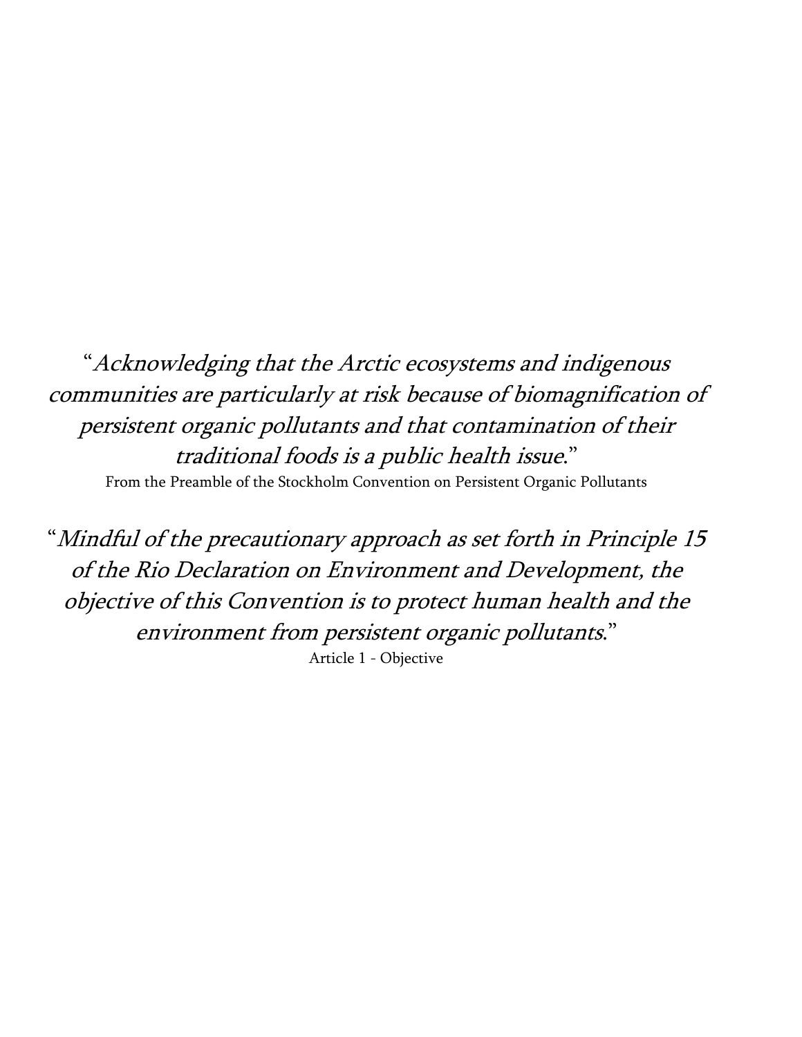"*Acknowledging that the Arctic ecosystems and indigenous communities are particularly at risk because of biomagnification of persistent organic pollutants and that contamination of their traditional foods is a public health issue*."

From the Preamble of the Stockholm Convention on Persistent Organic Pollutants

"*Mindful of the precautionary approach as set forth in Principle 15 of the Rio Declaration on Environment and Development, the objective of this Convention is to protect human health and the environment from persistent organic pollutants*."

Article 1 - Objective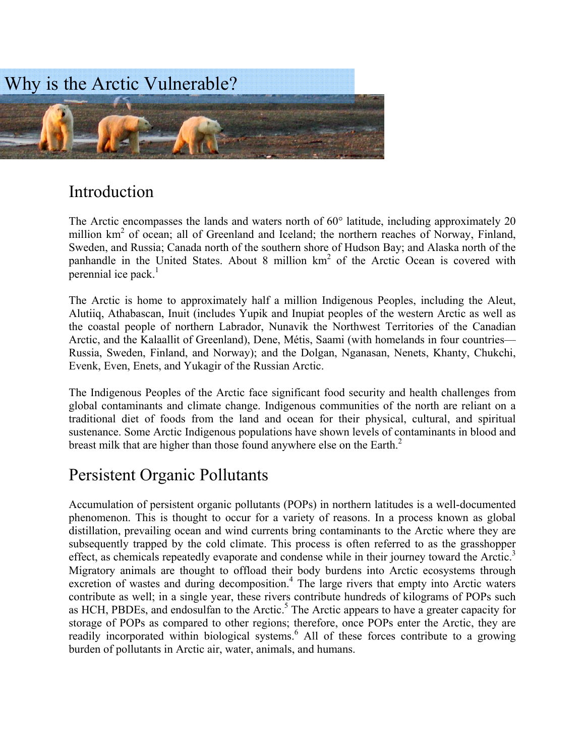# Why is the Arctic Vulnerable?

## Introduction

The Arctic encompasses the lands and waters north of 60° latitude, including approximately 20 million $km^2$ of ocean; all of Greenland and Iceland; the northern reaches of Norway, Finland, Sweden, and Russia; Canada north of the southern shore of Hudson Bay; and Alaska north of the panhandle in the United States. About 8 million $km^2$ of the Arctic Ocean is covered with perennial ice pack.[1]

The Arctic is home to approximately half a million Indigenous Peoples, including the Aleut, Alutiiq, Athabascan, Inuit (includes Yupik and Inupiat peoples of the western Arctic as well as the coastal people of northern Labrador, Nunavik the Northwest Territories of the Canadian Arctic, and the Kalaallit of Greenland), Dene, Métis, Saami (with homelands in four countries—Russia, Sweden, Finland, and Norway); and the Dolgan, Nganasan, Nenets, Khanty, Chukchi, Evenk, Even, Enets, and Yukagir of the Russian Arctic.

The Indigenous Peoples of the Arctic face significant food security and health challenges from global contaminants and climate change. Indigenous communities of the north are reliant on a traditional diet of foods from the land and ocean for their physical, cultural, and spiritual sustenance. Some Arctic Indigenous populations have shown levels of contaminants in blood and breast milk that are higher than those found anywhere else on the Earth.[2]

## Persistent Organic Pollutants

Accumulation of persistent organic pollutants (POPs) in northern latitudes is a well-documented phenomenon. This is thought to occur for a variety of reasons. In a process known as global distillation, prevailing ocean and wind currents bring contaminants to the Arctic where they are subsequently trapped by the cold climate. This process is often referred to as the grasshopper effect, as chemicals repeatedly evaporate and condense while in their journey toward the Arctic.[3] Migratory animals are thought to offload their body burdens into Arctic ecosystems through excretion of wastes and during decomposition.[4] The large rivers that empty into Arctic waters contribute as well; in a single year, these rivers contribute hundreds of kilograms of POPs such as HCH, PBDEs, and endosulfan to the Arctic.[5] The Arctic appears to have a greater capacity for storage of POPs as compared to other regions; therefore, once POPs enter the Arctic, they are readily incorporated within biological systems.[6] All of these forces contribute to a growing burden of pollutants in Arctic air, water, animals, and humans.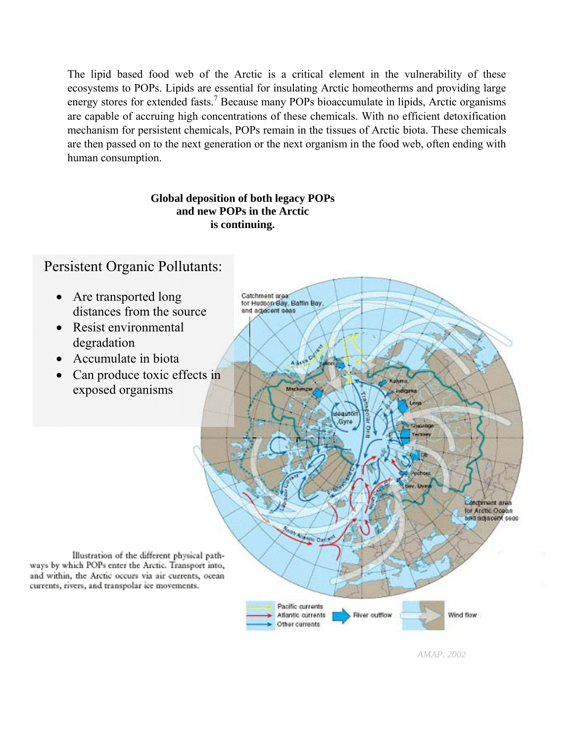The lipid based food web of the Arctic is a critical element in the vulnerability of these ecosystems to POPs. Lipids are essential for insulating Arctic homeotherms and providing large energy stores for extended fasts.[7] Because many POPs bioaccumulate in lipids, Arctic organisms are capable of accruing high concentrations of these chemicals. With no efficient detoxification mechanism for persistent chemicals, POPs remain in the tissues of Arctic biota. These chemicals are then passed on to the next generation or the next organism in the food web, often ending with human consumption.

**Global deposition of both legacy POPs and new POPs in the Arctic is continuing.**

Persistent Organic Pollutants:

- Are transported long distances from the source
- Resist environmental degradation
- Accumulate in biota
- Can produce toxic effects in exposed organisms

Illustration of the different physical pathways by which POPs enter the Arctic. Transport into, and within, the Arctic occurs via air currents, ocean currents, rivers, and transpolar ice movements.

*AMAP, 2002*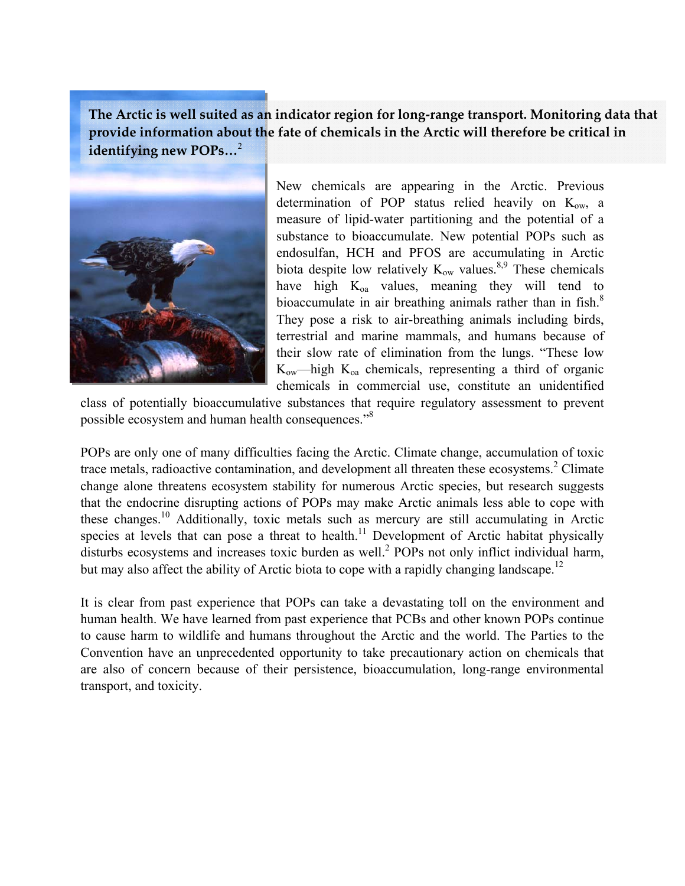**The Arctic is well suited as an indicator region for long-range transport. Monitoring data that provide information about the fate of chemicals in the Arctic will therefore be critical in identifying new POPs…**[2]

New chemicals are appearing in the Arctic. Previous determination of POP status relied heavily on $K_{ow}$, a measure of lipid-water partitioning and the potential of a substance to bioaccumulate. New potential POPs such as endosulfan, HCH and PFOS are accumulating in Arctic biota despite low relatively $K_{ow}$ values.[8,9] These chemicals have high $K_{oa}$ values, meaning they will tend to bioaccumulate in air breathing animals rather than in fish.[8] They pose a risk to air-breathing animals including birds, terrestrial and marine mammals, and humans because of their slow rate of elimination from the lungs. "These low $K_{ow}$—high $K_{oa}$ chemicals, representing a third of organic chemicals in commercial use, constitute an unidentified class of potentially bioaccumulative substances that require regulatory assessment to prevent possible ecosystem and human health consequences."[8]

POPs are only one of many difficulties facing the Arctic. Climate change, accumulation of toxic trace metals, radioactive contamination, and development all threaten these ecosystems.[2] Climate change alone threatens ecosystem stability for numerous Arctic species, but research suggests that the endocrine disrupting actions of POPs may make Arctic animals less able to cope with these changes.[10] Additionally, toxic metals such as mercury are still accumulating in Arctic species at levels that can pose a threat to health.[11] Development of Arctic habitat physically disturbs ecosystems and increases toxic burden as well.[2] POPs not only inflict individual harm, but may also affect the ability of Arctic biota to cope with a rapidly changing landscape.[12]

It is clear from past experience that POPs can take a devastating toll on the environment and human health. We have learned from past experience that PCBs and other known POPs continue to cause harm to wildlife and humans throughout the Arctic and the world. The Parties to the Convention have an unprecedented opportunity to take precautionary action on chemicals that are also of concern because of their persistence, bioaccumulation, long-range environmental transport, and toxicity.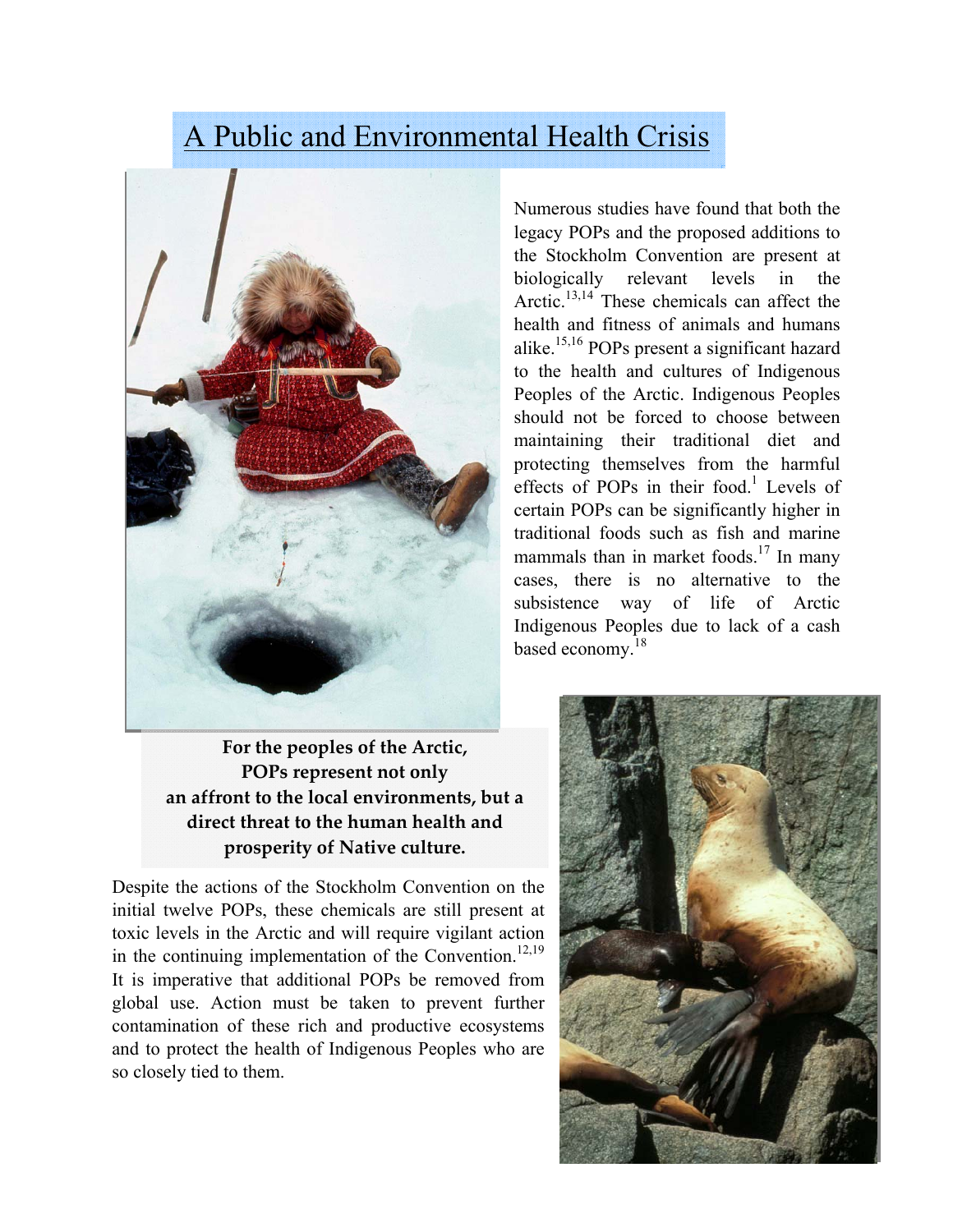# A Public and Environmental Health Crisis

Numerous studies have found that both the legacy POPs and the proposed additions to the Stockholm Convention are present at biologically relevant levels in the Arctic.[13,14] These chemicals can affect the health and fitness of animals and humans alike.[15,16] POPs present a significant hazard to the health and cultures of Indigenous Peoples of the Arctic. Indigenous Peoples should not be forced to choose between maintaining their traditional diet and protecting themselves from the harmful effects of POPs in their food.[1] Levels of certain POPs can be significantly higher in traditional foods such as fish and marine mammals than in market foods.[17] In many cases, there is no alternative to the subsistence way of life of Arctic Indigenous Peoples due to lack of a cash based economy.[18]

**For the peoples of the Arctic, POPs represent not only an affront to the local environments, but a direct threat to the human health and prosperity of Native culture.**

Despite the actions of the Stockholm Convention on the initial twelve POPs, these chemicals are still present at toxic levels in the Arctic and will require vigilant action in the continuing implementation of the Convention.[12,19] It is imperative that additional POPs be removed from global use. Action must be taken to prevent further contamination of these rich and productive ecosystems and to protect the health of Indigenous Peoples who are so closely tied to them.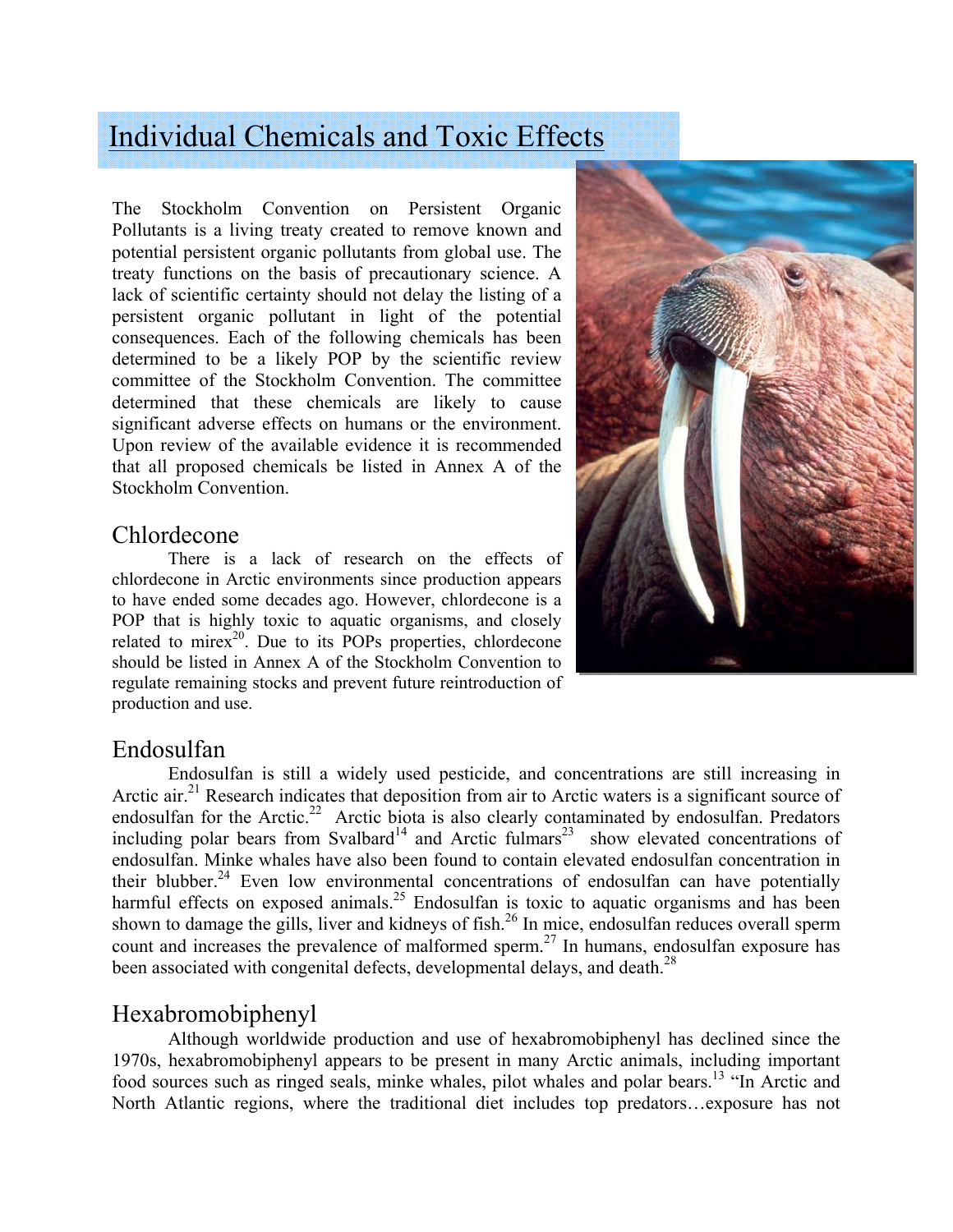# Individual Chemicals and Toxic Effects

The Stockholm Convention on Persistent Organic Pollutants is a living treaty created to remove known and potential persistent organic pollutants from global use. The treaty functions on the basis of precautionary science. A lack of scientific certainty should not delay the listing of a persistent organic pollutant in light of the potential consequences. Each of the following chemicals has been determined to be a likely POP by the scientific review committee of the Stockholm Convention. The committee determined that these chemicals are likely to cause significant adverse effects on humans or the environment. Upon review of the available evidence it is recommended that all proposed chemicals be listed in Annex A of the Stockholm Convention.

## Chlordecone

There is a lack of research on the effects of chlordecone in Arctic environments since production appears to have ended some decades ago. However, chlordecone is a POP that is highly toxic to aquatic organisms, and closely related to mirex[20]. Due to its POPs properties, chlordecone should be listed in Annex A of the Stockholm Convention to regulate remaining stocks and prevent future reintroduction of production and use.

## Endosulfan

Endosulfan is still a widely used pesticide, and concentrations are still increasing in Arctic air.[21] Research indicates that deposition from air to Arctic waters is a significant source of endosulfan for the Arctic.[22] Arctic biota is also clearly contaminated by endosulfan. Predators including polar bears from Svalbard[14] and Arctic fulmars[23] show elevated concentrations of endosulfan. Minke whales have also been found to contain elevated endosulfan concentration in their blubber.[24] Even low environmental concentrations of endosulfan can have potentially harmful effects on exposed animals.[25] Endosulfan is toxic to aquatic organisms and has been shown to damage the gills, liver and kidneys of fish.[26] In mice, endosulfan reduces overall sperm count and increases the prevalence of malformed sperm.[27] In humans, endosulfan exposure has been associated with congenital defects, developmental delays, and death.[28]

## Hexabromobiphenyl

Although worldwide production and use of hexabromobiphenyl has declined since the 1970s, hexabromobiphenyl appears to be present in many Arctic animals, including important food sources such as ringed seals, minke whales, pilot whales and polar bears.[13] "In Arctic and North Atlantic regions, where the traditional diet includes top predators…exposure has not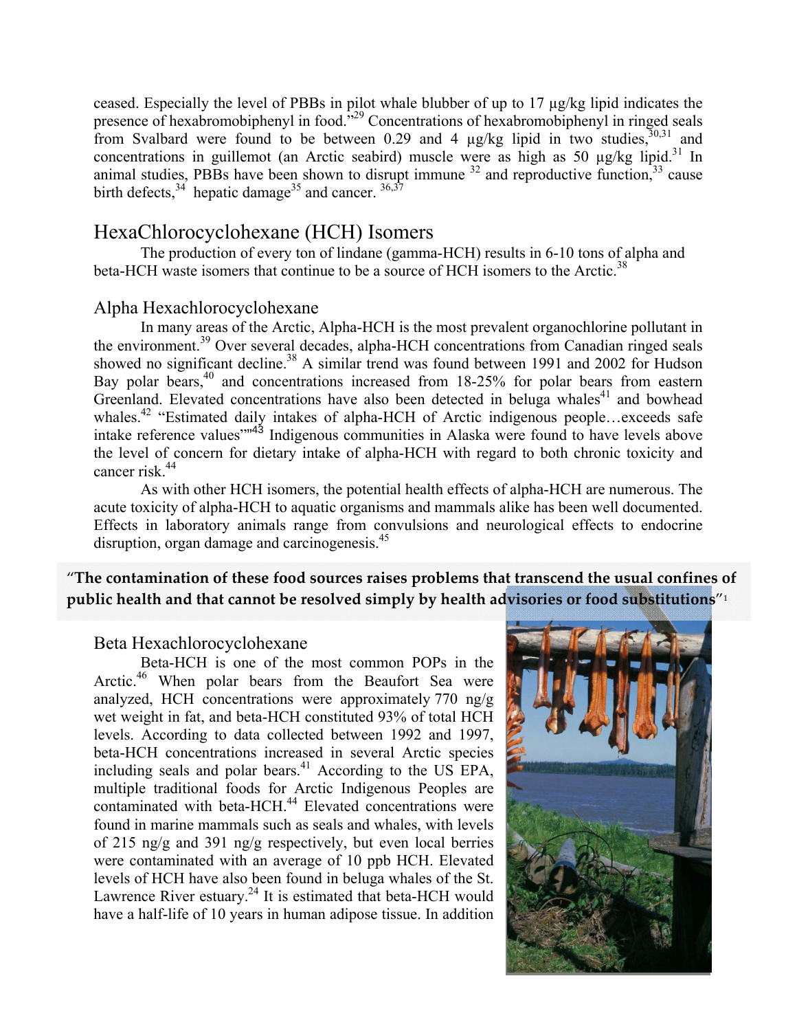ceased. Especially the level of PBBs in pilot whale blubber of up to 17 μg/kg lipid indicates the presence of hexabromobiphenyl in food."[29] Concentrations of hexabromobiphenyl in ringed seals from Svalbard were found to be between 0.29 and 4 μg/kg lipid in two studies,[30,31] and concentrations in guillemot (an Arctic seabird) muscle were as high as 50 μg/kg lipid.[31] In animal studies, PBBs have been shown to disrupt immune [32] and reproductive function,[33] cause birth defects,[34] hepatic damage[35] and cancer. [36,37]

## HexaChlorocyclohexane (HCH) Isomers

The production of every ton of lindane (gamma-HCH) results in 6-10 tons of alpha and beta-HCH waste isomers that continue to be a source of HCH isomers to the Arctic.[38]

### Alpha Hexachlorocyclohexane

In many areas of the Arctic, Alpha-HCH is the most prevalent organochlorine pollutant in the environment.[39] Over several decades, alpha-HCH concentrations from Canadian ringed seals showed no significant decline.[38] A similar trend was found between 1991 and 2002 for Hudson Bay polar bears,[40] and concentrations increased from 18-25% for polar bears from eastern Greenland. Elevated concentrations have also been detected in beluga whales[41] and bowhead whales.[42] "Estimated daily intakes of alpha-HCH of Arctic indigenous people…exceeds safe intake reference values""[43] Indigenous communities in Alaska were found to have levels above the level of concern for dietary intake of alpha-HCH with regard to both chronic toxicity and cancer risk.[44]

As with other HCH isomers, the potential health effects of alpha-HCH are numerous. The acute toxicity of alpha-HCH to aquatic organisms and mammals alike has been well documented. Effects in laboratory animals range from convulsions and neurological effects to endocrine disruption, organ damage and carcinogenesis.[45]

**"The contamination of these food sources raises problems that transcend the usual confines of public health and that cannot be resolved simply by health advisories or food substitutions"**[1]

### Beta Hexachlorocyclohexane

Beta-HCH is one of the most common POPs in the Arctic.[46] When polar bears from the Beaufort Sea were analyzed, HCH concentrations were approximately 770 ng/g wet weight in fat, and beta-HCH constituted 93% of total HCH levels. According to data collected between 1992 and 1997, beta-HCH concentrations increased in several Arctic species including seals and polar bears.[41] According to the US EPA, multiple traditional foods for Arctic Indigenous Peoples are contaminated with beta-HCH.[44] Elevated concentrations were found in marine mammals such as seals and whales, with levels of 215 ng/g and 391 ng/g respectively, but even local berries were contaminated with an average of 10 ppb HCH. Elevated levels of HCH have also been found in beluga whales of the St. Lawrence River estuary.[24] It is estimated that beta-HCH would have a half-life of 10 years in human adipose tissue. In addition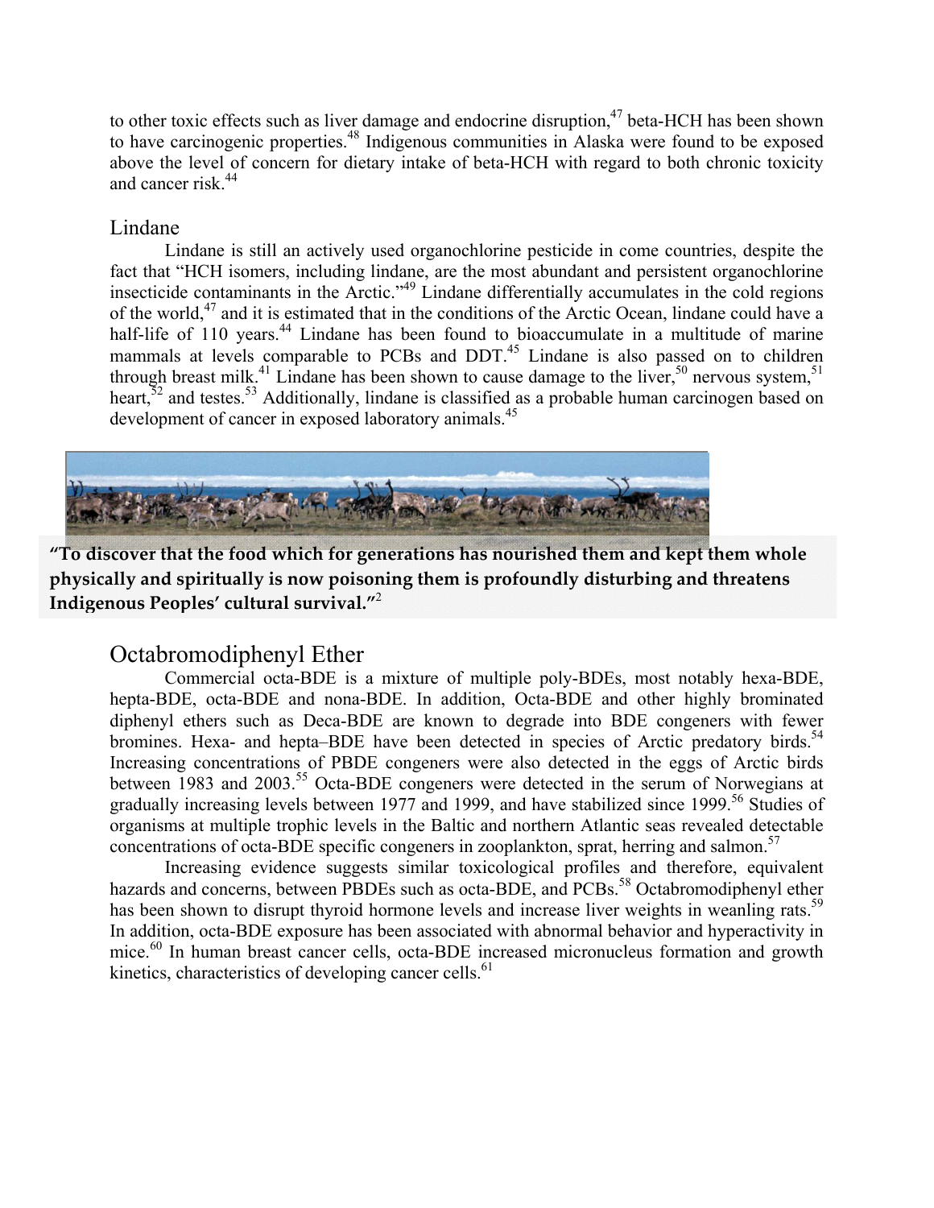to other toxic effects such as liver damage and endocrine disruption,[47] beta-HCH has been shown to have carcinogenic properties.[48] Indigenous communities in Alaska were found to be exposed above the level of concern for dietary intake of beta-HCH with regard to both chronic toxicity and cancer risk.[44]

## Lindane

Lindane is still an actively used organochlorine pesticide in come countries, despite the fact that "HCH isomers, including lindane, are the most abundant and persistent organochlorine insecticide contaminants in the Arctic."[49] Lindane differentially accumulates in the cold regions of the world,[47] and it is estimated that in the conditions of the Arctic Ocean, lindane could have a half-life of 110 years.[44] Lindane has been found to bioaccumulate in a multitude of marine mammals at levels comparable to PCBs and DDT.[45] Lindane is also passed on to children through breast milk.[41] Lindane has been shown to cause damage to the liver,[50] nervous system,[51] heart,[52] and testes.[53] Additionally, lindane is classified as a probable human carcinogen based on development of cancer in exposed laboratory animals.[45]

**"To discover that the food which for generations has nourished them and kept them whole physically and spiritually is now poisoning them is profoundly disturbing and threatens Indigenous Peoples' cultural survival."**[2]

## Octabromodiphenyl Ether

Commercial octa-BDE is a mixture of multiple poly-BDEs, most notably hexa-BDE, hepta-BDE, octa-BDE and nona-BDE. In addition, Octa-BDE and other highly brominated diphenyl ethers such as Deca-BDE are known to degrade into BDE congeners with fewer bromines. Hexa- and hepta–BDE have been detected in species of Arctic predatory birds.[54] Increasing concentrations of PBDE congeners were also detected in the eggs of Arctic birds between 1983 and 2003.[55] Octa-BDE congeners were detected in the serum of Norwegians at gradually increasing levels between 1977 and 1999, and have stabilized since 1999.[56] Studies of organisms at multiple trophic levels in the Baltic and northern Atlantic seas revealed detectable concentrations of octa-BDE specific congeners in zooplankton, sprat, herring and salmon.[57]

Increasing evidence suggests similar toxicological profiles and therefore, equivalent hazards and concerns, between PBDEs such as octa-BDE, and PCBs.[58] Octabromodiphenyl ether has been shown to disrupt thyroid hormone levels and increase liver weights in weanling rats.[59] In addition, octa-BDE exposure has been associated with abnormal behavior and hyperactivity in mice.[60] In human breast cancer cells, octa-BDE increased micronucleus formation and growth kinetics, characteristics of developing cancer cells.[61]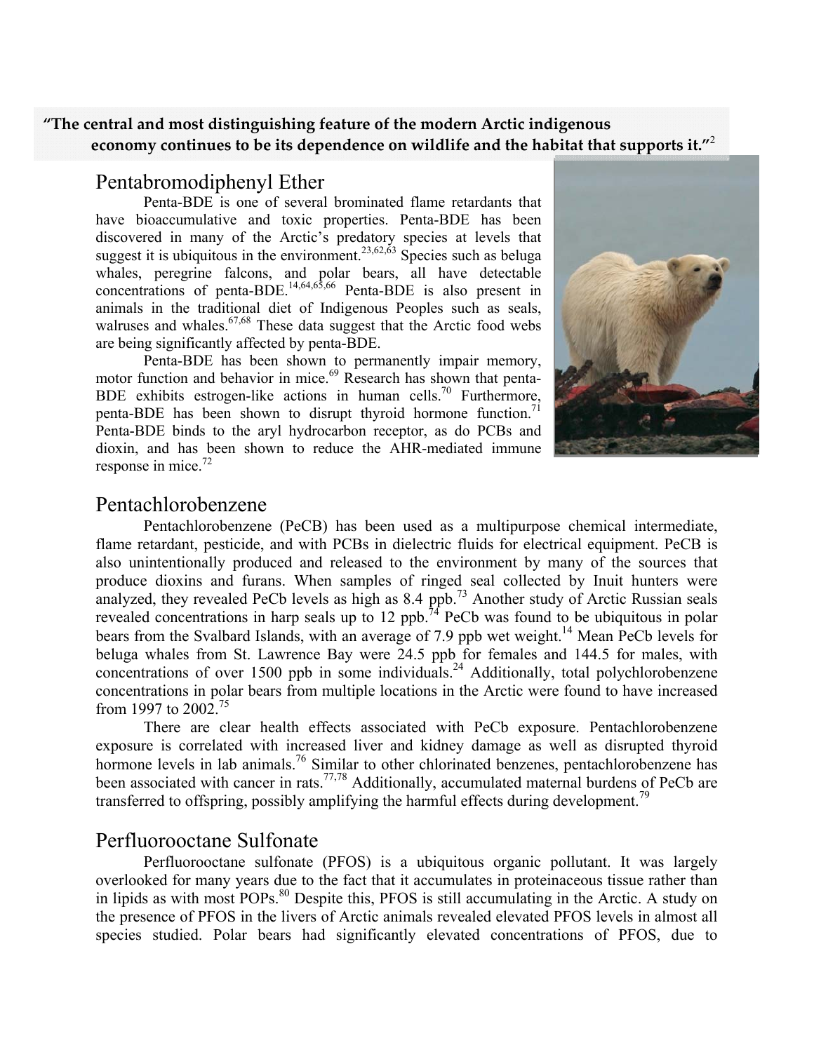**"The central and most distinguishing feature of the modern Arctic indigenous economy continues to be its dependence on wildlife and the habitat that supports it."**[2]

## Pentabromodiphenyl Ether

Penta-BDE is one of several brominated flame retardants that have bioaccumulative and toxic properties. Penta-BDE has been discovered in many of the Arctic's predatory species at levels that suggest it is ubiquitous in the environment.[23,62,63] Species such as beluga whales, peregrine falcons, and polar bears, all have detectable concentrations of penta-BDE.[14,64,65,66] Penta-BDE is also present in animals in the traditional diet of Indigenous Peoples such as seals, walruses and whales.[67,68] These data suggest that the Arctic food webs are being significantly affected by penta-BDE.

Penta-BDE has been shown to permanently impair memory, motor function and behavior in mice.[69] Research has shown that penta-BDE exhibits estrogen-like actions in human cells.[70] Furthermore, penta-BDE has been shown to disrupt thyroid hormone function.[71] Penta-BDE binds to the aryl hydrocarbon receptor, as do PCBs and dioxin, and has been shown to reduce the AHR-mediated immune response in mice.[72]

## Pentachlorobenzene

Pentachlorobenzene (PeCB) has been used as a multipurpose chemical intermediate, flame retardant, pesticide, and with PCBs in dielectric fluids for electrical equipment. PeCB is also unintentionally produced and released to the environment by many of the sources that produce dioxins and furans. When samples of ringed seal collected by Inuit hunters were analyzed, they revealed PeCb levels as high as 8.4 ppb.[73] Another study of Arctic Russian seals revealed concentrations in harp seals up to 12 ppb.[74] PeCb was found to be ubiquitous in polar bears from the Svalbard Islands, with an average of 7.9 ppb wet weight.[14] Mean PeCb levels for beluga whales from St. Lawrence Bay were 24.5 ppb for females and 144.5 for males, with concentrations of over 1500 ppb in some individuals.[24] Additionally, total polychlorobenzene concentrations in polar bears from multiple locations in the Arctic were found to have increased from 1997 to 2002.[75]

There are clear health effects associated with PeCb exposure. Pentachlorobenzene exposure is correlated with increased liver and kidney damage as well as disrupted thyroid hormone levels in lab animals.[76] Similar to other chlorinated benzenes, pentachlorobenzene has been associated with cancer in rats.[77,78] Additionally, accumulated maternal burdens of PeCb are transferred to offspring, possibly amplifying the harmful effects during development.[79]

## Perfluorooctane Sulfonate

Perfluorooctane sulfonate (PFOS) is a ubiquitous organic pollutant. It was largely overlooked for many years due to the fact that it accumulates in proteinaceous tissue rather than in lipids as with most POPs.[80] Despite this, PFOS is still accumulating in the Arctic. A study on the presence of PFOS in the livers of Arctic animals revealed elevated PFOS levels in almost all species studied. Polar bears had significantly elevated concentrations of PFOS, due to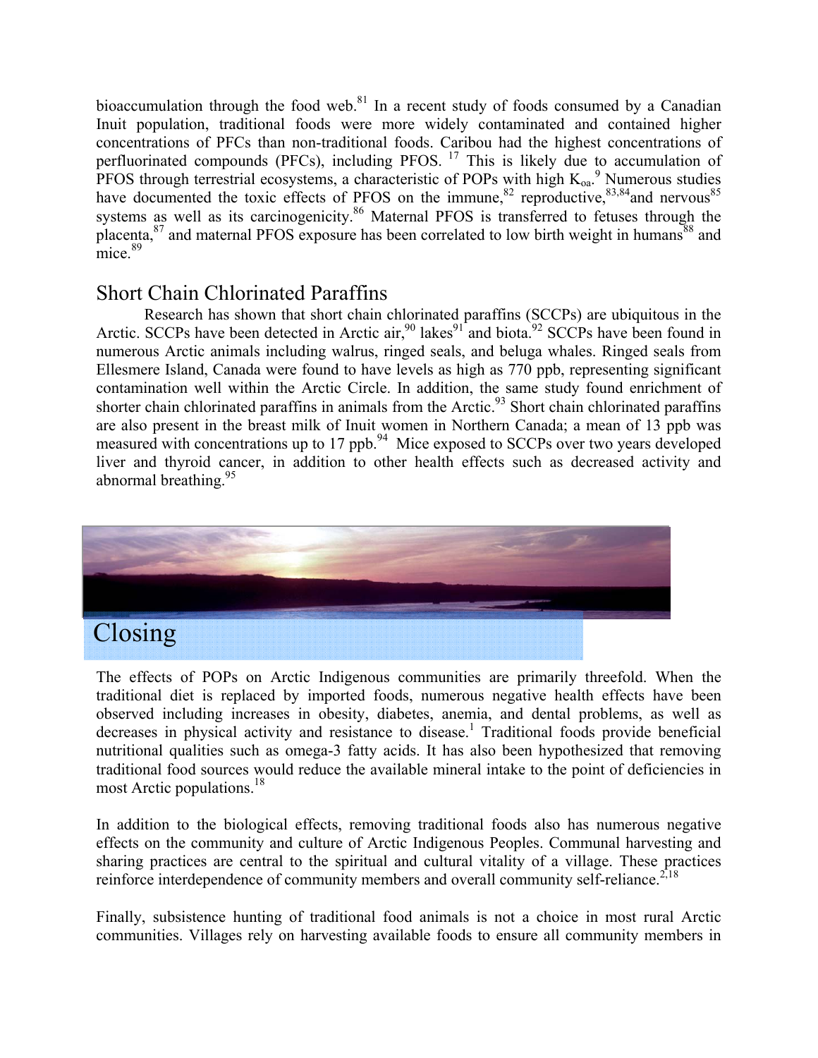bioaccumulation through the food web.[81] In a recent study of foods consumed by a Canadian Inuit population, traditional foods were more widely contaminated and contained higher concentrations of PFCs than non-traditional foods. Caribou had the highest concentrations of perfluorinated compounds (PFCs), including PFOS. [17] This is likely due to accumulation of PFOS through terrestrial ecosystems, a characteristic of POPs with high $K_{oa}$.[9] Numerous studies have documented the toxic effects of PFOS on the immune,[82] reproductive,[83,84] and nervous[85] systems as well as its carcinogenicity.[86] Maternal PFOS is transferred to fetuses through the placenta,[87] and maternal PFOS exposure has been correlated to low birth weight in humans[88] and mice.[89]

## Short Chain Chlorinated Paraffins

Research has shown that short chain chlorinated paraffins (SCCPs) are ubiquitous in the Arctic. SCCPs have been detected in Arctic air,[90] lakes[91] and biota.[92] SCCPs have been found in numerous Arctic animals including walrus, ringed seals, and beluga whales. Ringed seals from Ellesmere Island, Canada were found to have levels as high as 770 ppb, representing significant contamination well within the Arctic Circle. In addition, the same study found enrichment of shorter chain chlorinated paraffins in animals from the Arctic.[93] Short chain chlorinated paraffins are also present in the breast milk of Inuit women in Northern Canada; a mean of 13 ppb was measured with concentrations up to 17 ppb.[94] Mice exposed to SCCPs over two years developed liver and thyroid cancer, in addition to other health effects such as decreased activity and abnormal breathing.[95]

# Closing

The effects of POPs on Arctic Indigenous communities are primarily threefold. When the traditional diet is replaced by imported foods, numerous negative health effects have been observed including increases in obesity, diabetes, anemia, and dental problems, as well as decreases in physical activity and resistance to disease.[1] Traditional foods provide beneficial nutritional qualities such as omega-3 fatty acids. It has also been hypothesized that removing traditional food sources would reduce the available mineral intake to the point of deficiencies in most Arctic populations.[18]

In addition to the biological effects, removing traditional foods also has numerous negative effects on the community and culture of Arctic Indigenous Peoples. Communal harvesting and sharing practices are central to the spiritual and cultural vitality of a village. These practices reinforce interdependence of community members and overall community self-reliance.[2,18]

Finally, subsistence hunting of traditional food animals is not a choice in most rural Arctic communities. Villages rely on harvesting available foods to ensure all community members in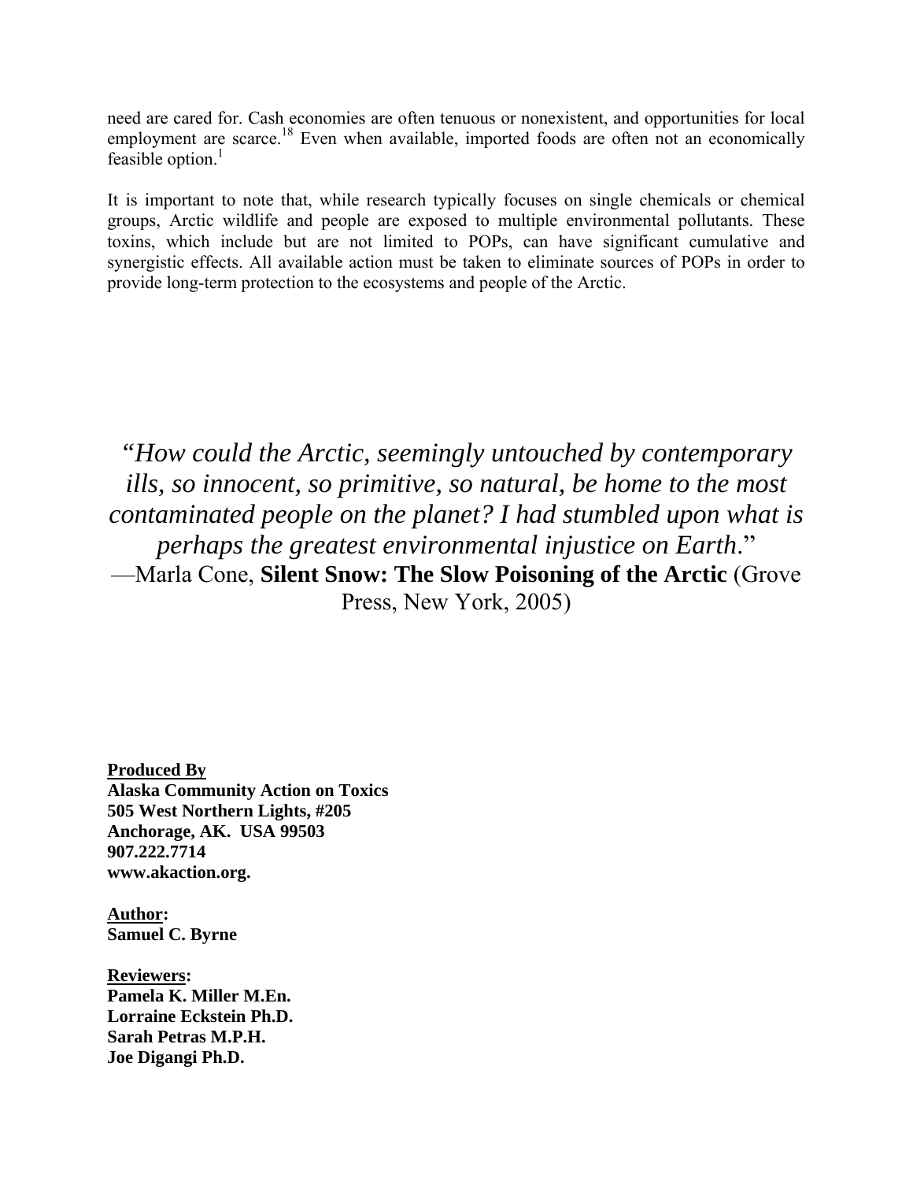need are cared for. Cash economies are often tenuous or nonexistent, and opportunities for local employment are scarce.[18] Even when available, imported foods are often not an economically feasible option.[1]

It is important to note that, while research typically focuses on single chemicals or chemical groups, Arctic wildlife and people are exposed to multiple environmental pollutants. These toxins, which include but are not limited to POPs, can have significant cumulative and synergistic effects. All available action must be taken to eliminate sources of POPs in order to provide long-term protection to the ecosystems and people of the Arctic.

*"How could the Arctic, seemingly untouched by contemporary ills, so innocent, so primitive, so natural, be home to the most contaminated people on the planet? I had stumbled upon what is perhaps the greatest environmental injustice on Earth."*
—Marla Cone, **Silent Snow: The Slow Poisoning of the Arctic** (Grove Press, New York, 2005)

**Produced By**
**Alaska Community Action on Toxics**
**505 West Northern Lights, #205**
**Anchorage, AK. USA 99503**
**907.222.7714**
**www.akaction.org.**

**Author:**
**Samuel C. Byrne**

**Reviewers:**
**Pamela K. Miller M.En.**
**Lorraine Eckstein Ph.D.**
**Sarah Petras M.P.H.**
**Joe Digangi Ph.D.**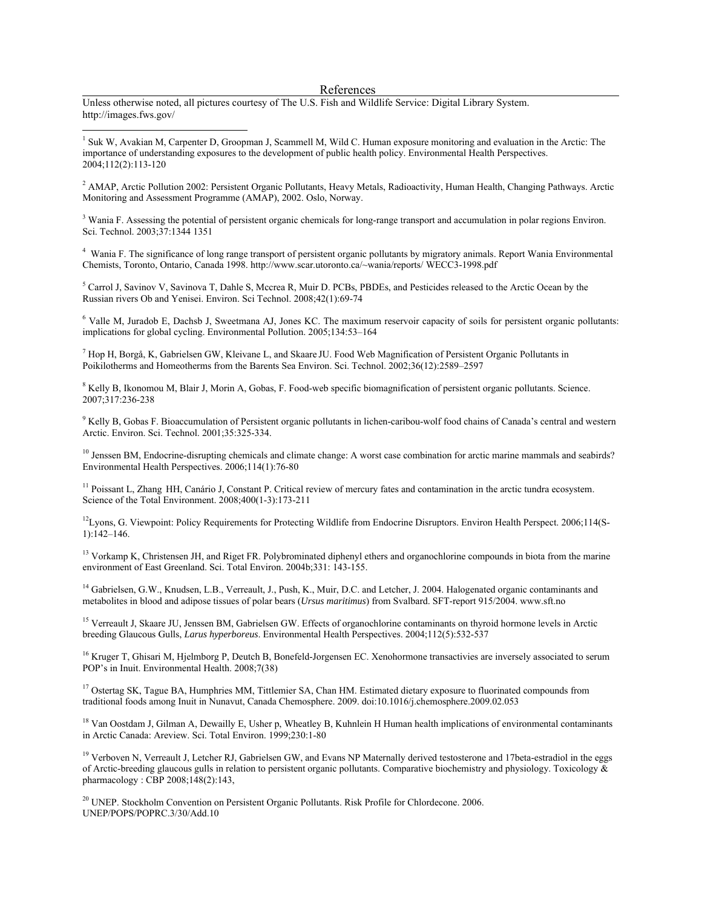## References

Unless otherwise noted, all pictures courtesy of The U.S. Fish and Wildlife Service: Digital Library System. http://images.fws.gov/

[1] Suk W, Avakian M, Carpenter D, Groopman J, Scammell M, Wild C. Human exposure monitoring and evaluation in the Arctic: The importance of understanding exposures to the development of public health policy. Environmental Health Perspectives. 2004;112(2):113-120

[2] AMAP, Arctic Pollution 2002: Persistent Organic Pollutants, Heavy Metals, Radioactivity, Human Health, Changing Pathways. Arctic Monitoring and Assessment Programme (AMAP), 2002. Oslo, Norway.

[3] Wania F. Assessing the potential of persistent organic chemicals for long-range transport and accumulation in polar regions Environ. Sci. Technol. 2003;37:1344 1351

[4] Wania F. The significance of long range transport of persistent organic pollutants by migratory animals. Report Wania Environmental Chemists, Toronto, Ontario, Canada 1998. http://www.scar.utoronto.ca/~wania/reports/ WECC3-1998.pdf

[5] Carrol J, Savinov V, Savinova T, Dahle S, Mccrea R, Muir D. PCBs, PBDEs, and Pesticides released to the Arctic Ocean by the Russian rivers Ob and Yenisei. Environ. Sci Technol. 2008;42(1):69-74

[6] Valle M, Juradob E, Dachsb J, Sweetmana AJ, Jones KC. The maximum reservoir capacity of soils for persistent organic pollutants: implications for global cycling. Environmental Pollution. 2005;134:53–164

[7] Hop H, Borgå, K, Gabrielsen GW, Kleivane L, and Skaare JU. Food Web Magnification of Persistent Organic Pollutants in Poikilotherms and Homeotherms from the Barents Sea Environ. Sci. Technol. 2002;36(12):2589–2597

[8] Kelly B, Ikonomou M, Blair J, Morin A, Gobas, F. Food-web specific biomagnification of persistent organic pollutants. Science. 2007;317:236-238

[9] Kelly B, Gobas F. Bioaccumulation of Persistent organic pollutants in lichen-caribou-wolf food chains of Canada's central and western Arctic. Environ. Sci. Technol. 2001;35:325-334.

[10] Jenssen BM, Endocrine-disrupting chemicals and climate change: A worst case combination for arctic marine mammals and seabirds? Environmental Health Perspectives. 2006;114(1):76-80

[11] Poissant L, Zhang HH, Canário J, Constant P. Critical review of mercury fates and contamination in the arctic tundra ecosystem. Science of the Total Environment. 2008;400(1-3):173-211

[12] Lyons, G. Viewpoint: Policy Requirements for Protecting Wildlife from Endocrine Disruptors. Environ Health Perspect. 2006;114(S-1):142–146.

[13] Vorkamp K, Christensen JH, and Riget FR. Polybrominated diphenyl ethers and organochlorine compounds in biota from the marine environment of East Greenland. Sci. Total Environ. 2004b;331: 143-155.

[14] Gabrielsen, G.W., Knudsen, L.B., Verreault, J., Push, K., Muir, D.C. and Letcher, J. 2004. Halogenated organic contaminants and metabolites in blood and adipose tissues of polar bears (*Ursus maritimus*) from Svalbard. SFT-report 915/2004. www.sft.no

[15] Verreault J, Skaare JU, Jenssen BM, Gabrielsen GW. Effects of organochlorine contaminants on thyroid hormone levels in Arctic breeding Glaucous Gulls, *Larus hyperboreus*. Environmental Health Perspectives. 2004;112(5):532-537

[16] Kruger T, Ghisari M, Hjelmborg P, Deutch B, Bonefeld-Jorgensen EC. Xenohormone transactivies are inversely associated to serum POP's in Inuit. Environmental Health. 2008;7(38)

[17] Ostertag SK, Tague BA, Humphries MM, Tittlemier SA, Chan HM. Estimated dietary exposure to fluorinated compounds from traditional foods among Inuit in Nunavut, Canada Chemosphere. 2009. doi:10.1016/j.chemosphere.2009.02.053

[18] Van Oostdam J, Gilman A, Dewailly E, Usher p, Wheatley B, Kuhnlein H Human health implications of environmental contaminants in Arctic Canada: Areview. Sci. Total Environ. 1999;230:1-80

[19] Verboven N, Verreault J, Letcher RJ, Gabrielsen GW, and Evans NP Maternally derived testosterone and 17beta-estradiol in the eggs of Arctic-breeding glaucous gulls in relation to persistent organic pollutants. Comparative biochemistry and physiology. Toxicology & pharmacology : CBP 2008;148(2):143,

[20] UNEP. Stockholm Convention on Persistent Organic Pollutants. Risk Profile for Chlordecone. 2006. UNEP/POPS/POPRC.3/30/Add.10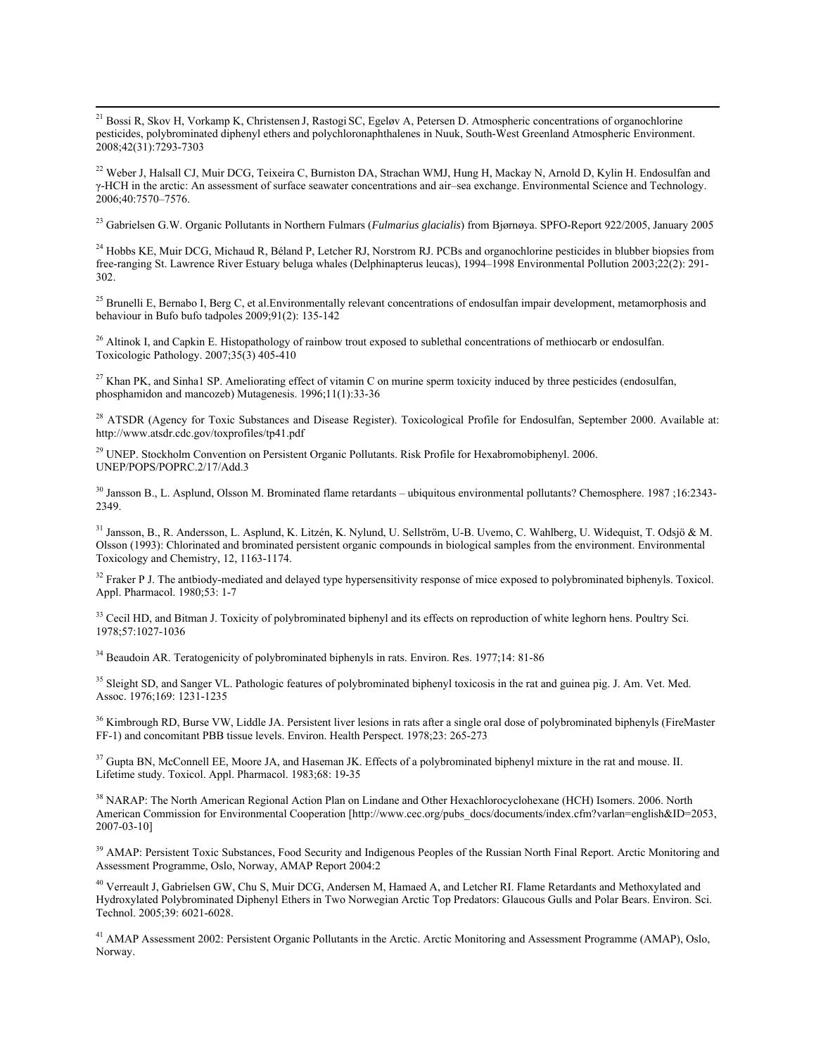[21] Bossi R, Skov H, Vorkamp K, Christensen J, Rastogi SC, Egeløv A, Petersen D. Atmospheric concentrations of organochlorine pesticides, polybrominated diphenyl ethers and polychloronaphthalenes in Nuuk, South-West Greenland Atmospheric Environment. 2008;42(31):7293-7303

[22] Weber J, Halsall CJ, Muir DCG, Teixeira C, Burniston DA, Strachan WMJ, Hung H, Mackay N, Arnold D, Kylin H. Endosulfan and γ-HCH in the arctic: An assessment of surface seawater concentrations and air–sea exchange. Environmental Science and Technology. 2006;40:7570–7576.

[23] Gabrielsen G.W. Organic Pollutants in Northern Fulmars (*Fulmarius glacialis*) from Bjørnøya. SPFO-Report 922/2005, January 2005

[24] Hobbs KE, Muir DCG, Michaud R, Béland P, Letcher RJ, Norstrom RJ. PCBs and organochlorine pesticides in blubber biopsies from free-ranging St. Lawrence River Estuary beluga whales (Delphinapterus leucas), 1994–1998 Environmental Pollution 2003;22(2): 291-302.

[25] Brunelli E, Bernabo I, Berg C, et al.Environmentally relevant concentrations of endosulfan impair development, metamorphosis and behaviour in Bufo bufo tadpoles 2009;91(2): 135-142

[26] Altinok I, and Capkin E. Histopathology of rainbow trout exposed to sublethal concentrations of methiocarb or endosulfan. Toxicologic Pathology. 2007;35(3) 405-410

[27] Khan PK, and Sinha1 SP. Ameliorating effect of vitamin C on murine sperm toxicity induced by three pesticides (endosulfan, phosphamidon and mancozeb) Mutagenesis. 1996;11(1):33-36

[28] ATSDR (Agency for Toxic Substances and Disease Register). Toxicological Profile for Endosulfan, September 2000. Available at: http://www.atsdr.cdc.gov/toxprofiles/tp41.pdf

[29] UNEP. Stockholm Convention on Persistent Organic Pollutants. Risk Profile for Hexabromobiphenyl. 2006. UNEP/POPS/POPRC.2/17/Add.3

[30] Jansson B., L. Asplund, Olsson M. Brominated flame retardants – ubiquitous environmental pollutants? Chemosphere. 1987 ;16:2343-2349.

[31] Jansson, B., R. Andersson, L. Asplund, K. Litzén, K. Nylund, U. Sellström, U-B. Uvemo, C. Wahlberg, U. Widequist, T. Odsjö & M. Olsson (1993): Chlorinated and brominated persistent organic compounds in biological samples from the environment. Environmental Toxicology and Chemistry, 12, 1163-1174.

[32] Fraker P J. The antbiody-mediated and delayed type hypersensitivity response of mice exposed to polybrominated biphenyls. Toxicol. Appl. Pharmacol. 1980;53: 1-7

[33] Cecil HD, and Bitman J. Toxicity of polybrominated biphenyl and its effects on reproduction of white leghorn hens. Poultry Sci. 1978;57:1027-1036

[34] Beaudoin AR. Teratogenicity of polybrominated biphenyls in rats. Environ. Res. 1977;14: 81-86

[35] Sleight SD, and Sanger VL. Pathologic features of polybrominated biphenyl toxicosis in the rat and guinea pig. J. Am. Vet. Med. Assoc. 1976;169: 1231-1235

[36] Kimbrough RD, Burse VW, Liddle JA. Persistent liver lesions in rats after a single oral dose of polybrominated biphenyls (FireMaster FF-1) and concomitant PBB tissue levels. Environ. Health Perspect. 1978;23: 265-273

[37] Gupta BN, McConnell EE, Moore JA, and Haseman JK. Effects of a polybrominated biphenyl mixture in the rat and mouse. II. Lifetime study. Toxicol. Appl. Pharmacol. 1983;68: 19-35

[38] NARAP: The North American Regional Action Plan on Lindane and Other Hexachlorocyclohexane (HCH) Isomers. 2006. North American Commission for Environmental Cooperation [http://www.cec.org/pubs_docs/documents/index.cfm?varlan=english&ID=2053, 2007-03-10]

[39] AMAP: Persistent Toxic Substances, Food Security and Indigenous Peoples of the Russian North Final Report. Arctic Monitoring and Assessment Programme, Oslo, Norway, AMAP Report 2004:2

[40] Verreault J, Gabrielsen GW, Chu S, Muir DCG, Andersen M, Hamaed A, and Letcher RI. Flame Retardants and Methoxylated and Hydroxylated Polybrominated Diphenyl Ethers in Two Norwegian Arctic Top Predators: Glaucous Gulls and Polar Bears. Environ. Sci. Technol. 2005;39: 6021-6028.

[41] AMAP Assessment 2002: Persistent Organic Pollutants in the Arctic. Arctic Monitoring and Assessment Programme (AMAP), Oslo, Norway.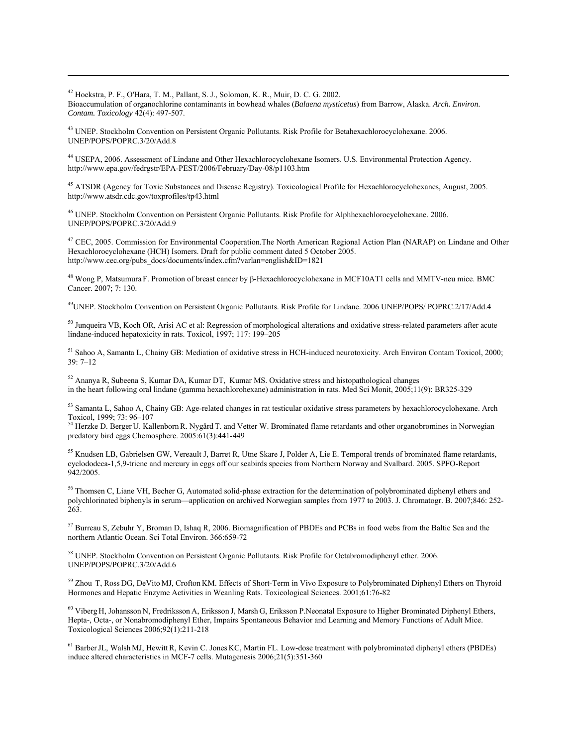[42] Hoekstra, P. F., O'Hara, T. M., Pallant, S. J., Solomon, K. R., Muir, D. C. G. 2002. Bioaccumulation of organochlorine contaminants in bowhead whales (*Balaena mysticetus*) from Barrow, Alaska. *Arch. Environ. Contam. Toxicology* 42(4): 497-507.

[43] UNEP. Stockholm Convention on Persistent Organic Pollutants. Risk Profile for Betahexachlorocyclohexane. 2006. UNEP/POPS/POPRC.3/20/Add.8

[44] USEPA, 2006. Assessment of Lindane and Other Hexachlorocyclohexane Isomers. U.S. Environmental Protection Agency. http://www.epa.gov/fedrgstr/EPA-PEST/2006/February/Day-08/p1103.htm

[45] ATSDR (Agency for Toxic Substances and Disease Registry). Toxicological Profile for Hexachlorocyclohexanes, August, 2005. http://www.atsdr.cdc.gov/toxprofiles/tp43.html

[46] UNEP. Stockholm Convention on Persistent Organic Pollutants. Risk Profile for Alphhexachlorocyclohexane. 2006. UNEP/POPS/POPRC.3/20/Add.9

[47] CEC, 2005. Commission for Environmental Cooperation.The North American Regional Action Plan (NARAP) on Lindane and Other Hexachlorocyclohexane (HCH) Isomers. Draft for public comment dated 5 October 2005. http://www.cec.org/pubs_docs/documents/index.cfm?varlan=english&ID=1821

[48] Wong P, Matsumura F. Promotion of breast cancer by β-Hexachlorocyclohexane in MCF10AT1 cells and MMTV-neu mice. BMC Cancer. 2007; 7: 130.

[49] UNEP. Stockholm Convention on Persistent Organic Pollutants. Risk Profile for Lindane. 2006 UNEP/POPS/ POPRC.2/17/Add.4

[50] Junqueira VB, Koch OR, Arisi AC et al: Regression of morphological alterations and oxidative stress-related parameters after acute lindane-induced hepatoxicity in rats. Toxicol, 1997; 117: 199–205

[51] Sahoo A, Samanta L, Chainy GB: Mediation of oxidative stress in HCH-induced neurotoxicity. Arch Environ Contam Toxicol, 2000; 39: 7–12

[52] Ananya R, Subeena S, Kumar DA, Kumar DT, Kumar MS. Oxidative stress and histopathological changes in the heart following oral lindane (gamma hexachlorohexane) administration in rats. Med Sci Monit, 2005;11(9): BR325-329

[53] Samanta L, Sahoo A, Chainy GB: Age-related changes in rat testicular oxidative stress parameters by hexachlorocyclohexane. Arch Toxicol, 1999; 73: 96–107

[54] Herzke D. Berger U. Kallenborn R. Nygård T. and Vetter W. Brominated flame retardants and other organobromines in Norwegian predatory bird eggs Chemosphere. 2005:61(3):441-449

[55] Knudsen LB, Gabrielsen GW, Vereault J, Barret R, Utne Skare J, Polder A, Lie E. Temporal trends of brominated flame retardants, cyclododeca-1,5,9-triene and mercury in eggs off our seabirds species from Northern Norway and Svalbard. 2005. SPFO-Report 942/2005.

[56] Thomsen C, Liane VH, Becher G, Automated solid-phase extraction for the determination of polybrominated diphenyl ethers and polychlorinated biphenyls in serum—application on archived Norwegian samples from 1977 to 2003. J. Chromatogr. B. 2007;846: 252-263.

[57] Burreau S, Zebuhr Y, Broman D, Ishaq R, 2006. Biomagnification of PBDEs and PCBs in food webs from the Baltic Sea and the northern Atlantic Ocean. Sci Total Environ. 366:659-72

[58] UNEP. Stockholm Convention on Persistent Organic Pollutants. Risk Profile for Octabromodiphenyl ether. 2006. UNEP/POPS/POPRC.3/20/Add.6

[59] Zhou T, Ross DG, DeVito MJ, Crofton KM. Effects of Short-Term in Vivo Exposure to Polybrominated Diphenyl Ethers on Thyroid Hormones and Hepatic Enzyme Activities in Weanling Rats. Toxicological Sciences. 2001;61:76-82

[60] Viberg H, Johansson N, Fredriksson A, Eriksson J, Marsh G, Eriksson P.Neonatal Exposure to Higher Brominated Diphenyl Ethers, Hepta-, Octa-, or Nonabromodiphenyl Ether, Impairs Spontaneous Behavior and Learning and Memory Functions of Adult Mice. Toxicological Sciences 2006;92(1):211-218

[61] Barber JL, Walsh MJ, Hewitt R, Kevin C. Jones KC, Martin FL. Low-dose treatment with polybrominated diphenyl ethers (PBDEs) induce altered characteristics in MCF-7 cells. Mutagenesis 2006;21(5):351-360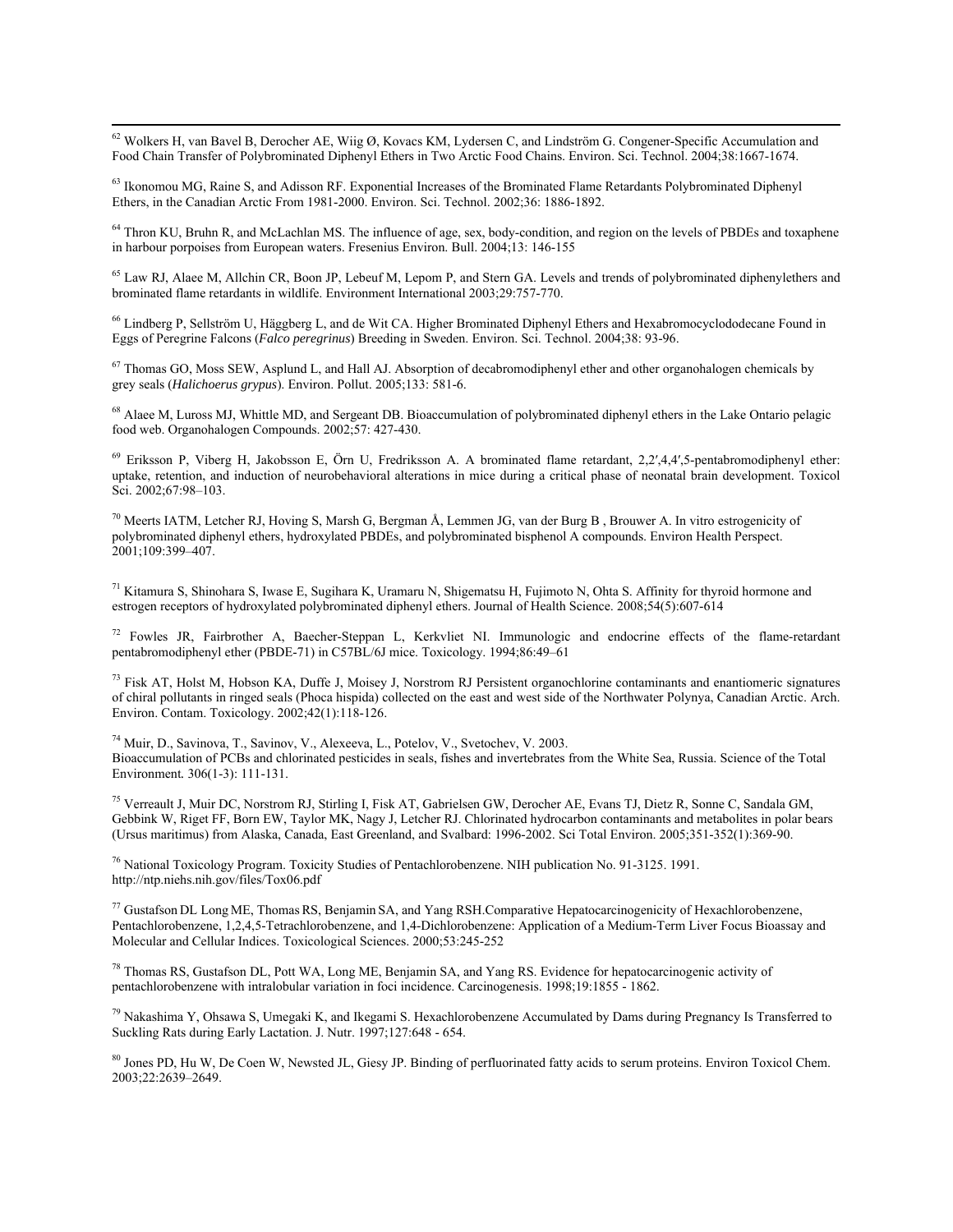[62] Wolkers H, van Bavel B, Derocher AE, Wiig Ø, Kovacs KM, Lydersen C, and Lindström G. Congener-Specific Accumulation and Food Chain Transfer of Polybrominated Diphenyl Ethers in Two Arctic Food Chains. Environ. Sci. Technol. 2004;38:1667-1674.

[63] Ikonomou MG, Raine S, and Adisson RF. Exponential Increases of the Brominated Flame Retardants Polybrominated Diphenyl Ethers, in the Canadian Arctic From 1981-2000. Environ. Sci. Technol. 2002;36: 1886-1892.

[64] Thron KU, Bruhn R, and McLachlan MS. The influence of age, sex, body-condition, and region on the levels of PBDEs and toxaphene in harbour porpoises from European waters. Fresenius Environ. Bull. 2004;13: 146-155

[65] Law RJ, Alaee M, Allchin CR, Boon JP, Lebeuf M, Lepom P, and Stern GA. Levels and trends of polybrominated diphenylethers and brominated flame retardants in wildlife. Environment International 2003;29:757-770.

[66] Lindberg P, Sellström U, Häggberg L, and de Wit CA. Higher Brominated Diphenyl Ethers and Hexabromocyclododecane Found in Eggs of Peregrine Falcons (*Falco peregrinus*) Breeding in Sweden. Environ. Sci. Technol. 2004;38: 93-96.

[67] Thomas GO, Moss SEW, Asplund L, and Hall AJ. Absorption of decabromodiphenyl ether and other organohalogen chemicals by grey seals (*Halichoerus grypus*). Environ. Pollut. 2005;133: 581-6.

[68] Alaee M, Luross MJ, Whittle MD, and Sergeant DB. Bioaccumulation of polybrominated diphenyl ethers in the Lake Ontario pelagic food web. Organohalogen Compounds. 2002;57: 427-430.

[69] Eriksson P, Viberg H, Jakobsson E, Örn U, Fredriksson A. A brominated flame retardant, 2,2′,4,4′,5-pentabromodiphenyl ether: uptake, retention, and induction of neurobehavioral alterations in mice during a critical phase of neonatal brain development. Toxicol Sci. 2002;67:98–103.

[70] Meerts IATM, Letcher RJ, Hoving S, Marsh G, Bergman Å, Lemmen JG, van der Burg B , Brouwer A. In vitro estrogenicity of polybrominated diphenyl ethers, hydroxylated PBDEs, and polybrominated bisphenol A compounds. Environ Health Perspect. 2001;109:399–407.

[71] Kitamura S, Shinohara S, Iwase E, Sugihara K, Uramaru N, Shigematsu H, Fujimoto N, Ohta S. Affinity for thyroid hormone and estrogen receptors of hydroxylated polybrominated diphenyl ethers. Journal of Health Science. 2008;54(5):607-614

[72] Fowles JR, Fairbrother A, Baecher-Steppan L, Kerkvliet NI. Immunologic and endocrine effects of the flame-retardant pentabromodiphenyl ether (PBDE-71) in C57BL/6J mice. Toxicology. 1994;86:49–61

[73] Fisk AT, Holst M, Hobson KA, Duffe J, Moisey J, Norstrom RJ Persistent organochlorine contaminants and enantiomeric signatures of chiral pollutants in ringed seals (Phoca hispida) collected on the east and west side of the Northwater Polynya, Canadian Arctic. Arch. Environ. Contam. Toxicology. 2002;42(1):118-126.

[74] Muir, D., Savinova, T., Savinov, V., Alexeeva, L., Potelov, V., Svetochev, V. 2003.
Bioaccumulation of PCBs and chlorinated pesticides in seals, fishes and invertebrates from the White Sea, Russia. Science of the Total Environment. 306(1-3): 111-131.

[75] Verreault J, Muir DC, Norstrom RJ, Stirling I, Fisk AT, Gabrielsen GW, Derocher AE, Evans TJ, Dietz R, Sonne C, Sandala GM, Gebbink W, Riget FF, Born EW, Taylor MK, Nagy J, Letcher RJ. Chlorinated hydrocarbon contaminants and metabolites in polar bears (Ursus maritimus) from Alaska, Canada, East Greenland, and Svalbard: 1996-2002. Sci Total Environ. 2005;351-352(1):369-90.

[76] National Toxicology Program. Toxicity Studies of Pentachlorobenzene. NIH publication No. 91-3125. 1991. http://ntp.niehs.nih.gov/files/Tox06.pdf

[77] Gustafson DL Long ME, Thomas RS, Benjamin SA, and Yang RSH.Comparative Hepatocarcinogenicity of Hexachlorobenzene, Pentachlorobenzene, 1,2,4,5-Tetrachlorobenzene, and 1,4-Dichlorobenzene: Application of a Medium-Term Liver Focus Bioassay and Molecular and Cellular Indices. Toxicological Sciences. 2000;53:245-252

[78] Thomas RS, Gustafson DL, Pott WA, Long ME, Benjamin SA, and Yang RS. Evidence for hepatocarcinogenic activity of pentachlorobenzene with intralobular variation in foci incidence. Carcinogenesis. 1998;19:1855 - 1862.

[79] Nakashima Y, Ohsawa S, Umegaki K, and Ikegami S. Hexachlorobenzene Accumulated by Dams during Pregnancy Is Transferred to Suckling Rats during Early Lactation. J. Nutr. 1997;127:648 - 654.

[80] Jones PD, Hu W, De Coen W, Newsted JL, Giesy JP. Binding of perfluorinated fatty acids to serum proteins. Environ Toxicol Chem. 2003;22:2639–2649.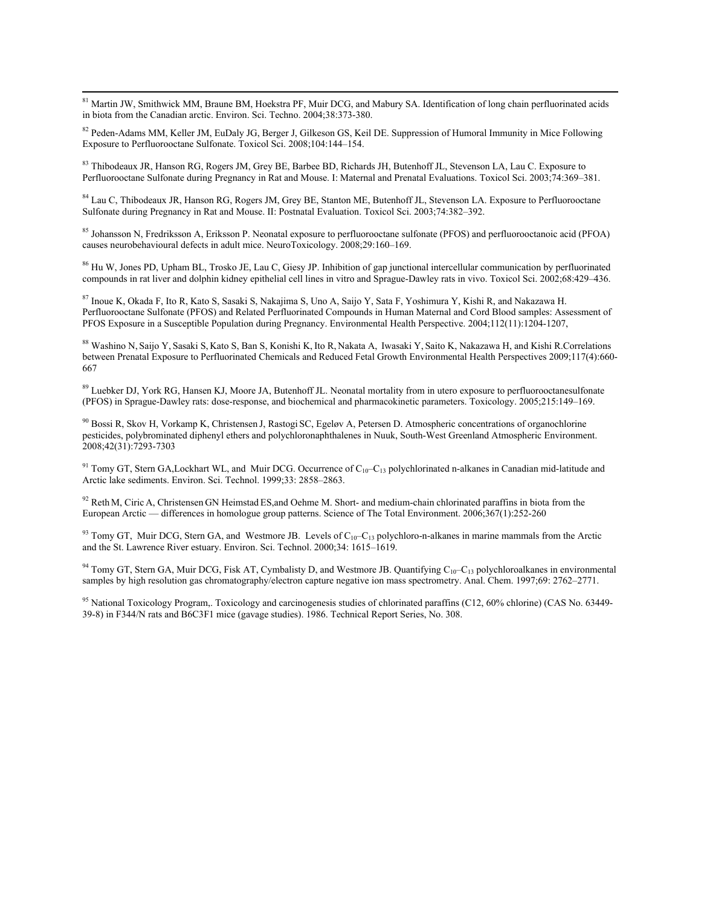[81] Martin JW, Smithwick MM, Braune BM, Hoekstra PF, Muir DCG, and Mabury SA. Identification of long chain perfluorinated acids in biota from the Canadian arctic. Environ. Sci. Techno. 2004;38:373-380.

[82] Peden-Adams MM, Keller JM, EuDaly JG, Berger J, Gilkeson GS, Keil DE. Suppression of Humoral Immunity in Mice Following Exposure to Perfluorooctane Sulfonate. Toxicol Sci. 2008;104:144–154.

[83] Thibodeaux JR, Hanson RG, Rogers JM, Grey BE, Barbee BD, Richards JH, Butenhoff JL, Stevenson LA, Lau C. Exposure to Perfluorooctane Sulfonate during Pregnancy in Rat and Mouse. I: Maternal and Prenatal Evaluations. Toxicol Sci. 2003;74:369–381.

[84] Lau C, Thibodeaux JR, Hanson RG, Rogers JM, Grey BE, Stanton ME, Butenhoff JL, Stevenson LA. Exposure to Perfluorooctane Sulfonate during Pregnancy in Rat and Mouse. II: Postnatal Evaluation. Toxicol Sci. 2003;74:382–392.

[85] Johansson N, Fredriksson A, Eriksson P. Neonatal exposure to perfluorooctane sulfonate (PFOS) and perfluorooctanoic acid (PFOA) causes neurobehavioural defects in adult mice. NeuroToxicology. 2008;29:160–169.

[86] Hu W, Jones PD, Upham BL, Trosko JE, Lau C, Giesy JP. Inhibition of gap junctional intercellular communication by perfluorinated compounds in rat liver and dolphin kidney epithelial cell lines in vitro and Sprague-Dawley rats in vivo. Toxicol Sci. 2002;68:429–436.

[87] Inoue K, Okada F, Ito R, Kato S, Sasaki S, Nakajima S, Uno A, Saijo Y, Sata F, Yoshimura Y, Kishi R, and Nakazawa H. Perfluorooctane Sulfonate (PFOS) and Related Perfluorinated Compounds in Human Maternal and Cord Blood samples: Assessment of PFOS Exposure in a Susceptible Population during Pregnancy. Environmental Health Perspective. 2004;112(11):1204-1207,

[88] Washino N, Saijo Y, Sasaki S, Kato S, Ban S, Konishi K, Ito R, Nakata A, Iwasaki Y, Saito K, Nakazawa H, and Kishi R.Correlations between Prenatal Exposure to Perfluorinated Chemicals and Reduced Fetal Growth Environmental Health Perspectives 2009;117(4):660-667

[89] Luebker DJ, York RG, Hansen KJ, Moore JA, Butenhoff JL. Neonatal mortality from in utero exposure to perfluorooctanesulfonate (PFOS) in Sprague-Dawley rats: dose-response, and biochemical and pharmacokinetic parameters. Toxicology. 2005;215:149–169.

[90] Bossi R, Skov H, Vorkamp K, Christensen J, Rastogi SC, Egeløv A, Petersen D. Atmospheric concentrations of organochlorine pesticides, polybrominated diphenyl ethers and polychloronaphthalenes in Nuuk, South-West Greenland Atmospheric Environment. 2008;42(31):7293-7303

[91] Tomy GT, Stern GA,Lockhart WL, and Muir DCG. Occurrence of $C_{10}$–$C_{13}$ polychlorinated n-alkanes in Canadian mid-latitude and Arctic lake sediments. Environ. Sci. Technol. 1999;33: 2858–2863.

[92] Reth M, Ciric A, Christensen GN Heimstad ES,and Oehme M. Short- and medium-chain chlorinated paraffins in biota from the European Arctic — differences in homologue group patterns. Science of The Total Environment. 2006;367(1):252-260

[93] Tomy GT, Muir DCG, Stern GA, and Westmore JB. Levels of $C_{10}$–$C_{13}$ polychloro-n-alkanes in marine mammals from the Arctic and the St. Lawrence River estuary. Environ. Sci. Technol. 2000;34: 1615–1619.

[94] Tomy GT, Stern GA, Muir DCG, Fisk AT, Cymbalisty D, and Westmore JB. Quantifying $C_{10}$–$C_{13}$ polychloroalkanes in environmental samples by high resolution gas chromatography/electron capture negative ion mass spectrometry. Anal. Chem. 1997;69: 2762–2771.

[95] National Toxicology Program,. Toxicology and carcinogenesis studies of chlorinated paraffins (C12, 60% chlorine) (CAS No. 63449-39-8) in F344/N rats and B6C3F1 mice (gavage studies). 1986. Technical Report Series, No. 308.